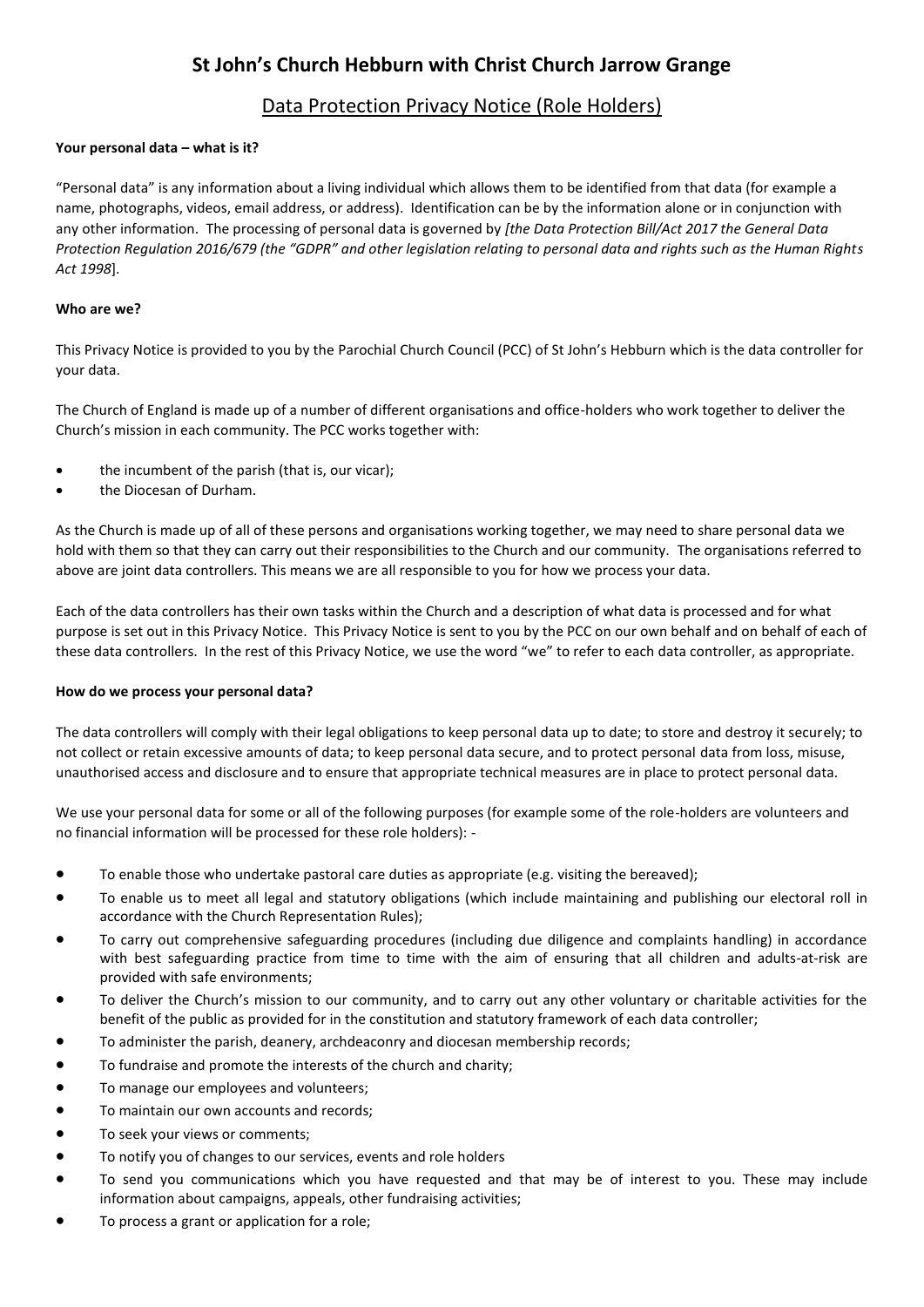# St John's Church Hebburn with Christ Church Jarrow Grange

## Data Protection Privacy Notice (Role Holders)

**Your personal data – what is it?**

"Personal data" is any information about a living individual which allows them to be identified from that data (for example a name, photographs, videos, email address, or address). Identification can be by the information alone or in conjunction with any other information. The processing of personal data is governed by *[the Data Protection Bill/Act 2017 the General Data Protection Regulation 2016/679 (the "GDPR" and other legislation relating to personal data and rights such as the Human Rights Act 1998*].

**Who are we?**

This Privacy Notice is provided to you by the Parochial Church Council (PCC) of St John's Hebburn which is the data controller for your data.

The Church of England is made up of a number of different organisations and office-holders who work together to deliver the Church's mission in each community. The PCC works together with:

- the incumbent of the parish (that is, our vicar);
- the Diocesan of Durham.

As the Church is made up of all of these persons and organisations working together, we may need to share personal data we hold with them so that they can carry out their responsibilities to the Church and our community. The organisations referred to above are joint data controllers. This means we are all responsible to you for how we process your data.

Each of the data controllers has their own tasks within the Church and a description of what data is processed and for what purpose is set out in this Privacy Notice. This Privacy Notice is sent to you by the PCC on our own behalf and on behalf of each of these data controllers. In the rest of this Privacy Notice, we use the word "we" to refer to each data controller, as appropriate.

**How do we process your personal data?**

The data controllers will comply with their legal obligations to keep personal data up to date; to store and destroy it securely; to not collect or retain excessive amounts of data; to keep personal data secure, and to protect personal data from loss, misuse, unauthorised access and disclosure and to ensure that appropriate technical measures are in place to protect personal data.

We use your personal data for some or all of the following purposes (for example some of the role-holders are volunteers and no financial information will be processed for these role holders): -

- To enable those who undertake pastoral care duties as appropriate (e.g. visiting the bereaved);
- To enable us to meet all legal and statutory obligations (which include maintaining and publishing our electoral roll in accordance with the Church Representation Rules);
- To carry out comprehensive safeguarding procedures (including due diligence and complaints handling) in accordance with best safeguarding practice from time to time with the aim of ensuring that all children and adults-at-risk are provided with safe environments;
- To deliver the Church's mission to our community, and to carry out any other voluntary or charitable activities for the benefit of the public as provided for in the constitution and statutory framework of each data controller;
- To administer the parish, deanery, archdeaconry and diocesan membership records;
- To fundraise and promote the interests of the church and charity;
- To manage our employees and volunteers;
- To maintain our own accounts and records;
- To seek your views or comments;
- To notify you of changes to our services, events and role holders
- To send you communications which you have requested and that may be of interest to you. These may include information about campaigns, appeals, other fundraising activities;
- To process a grant or application for a role;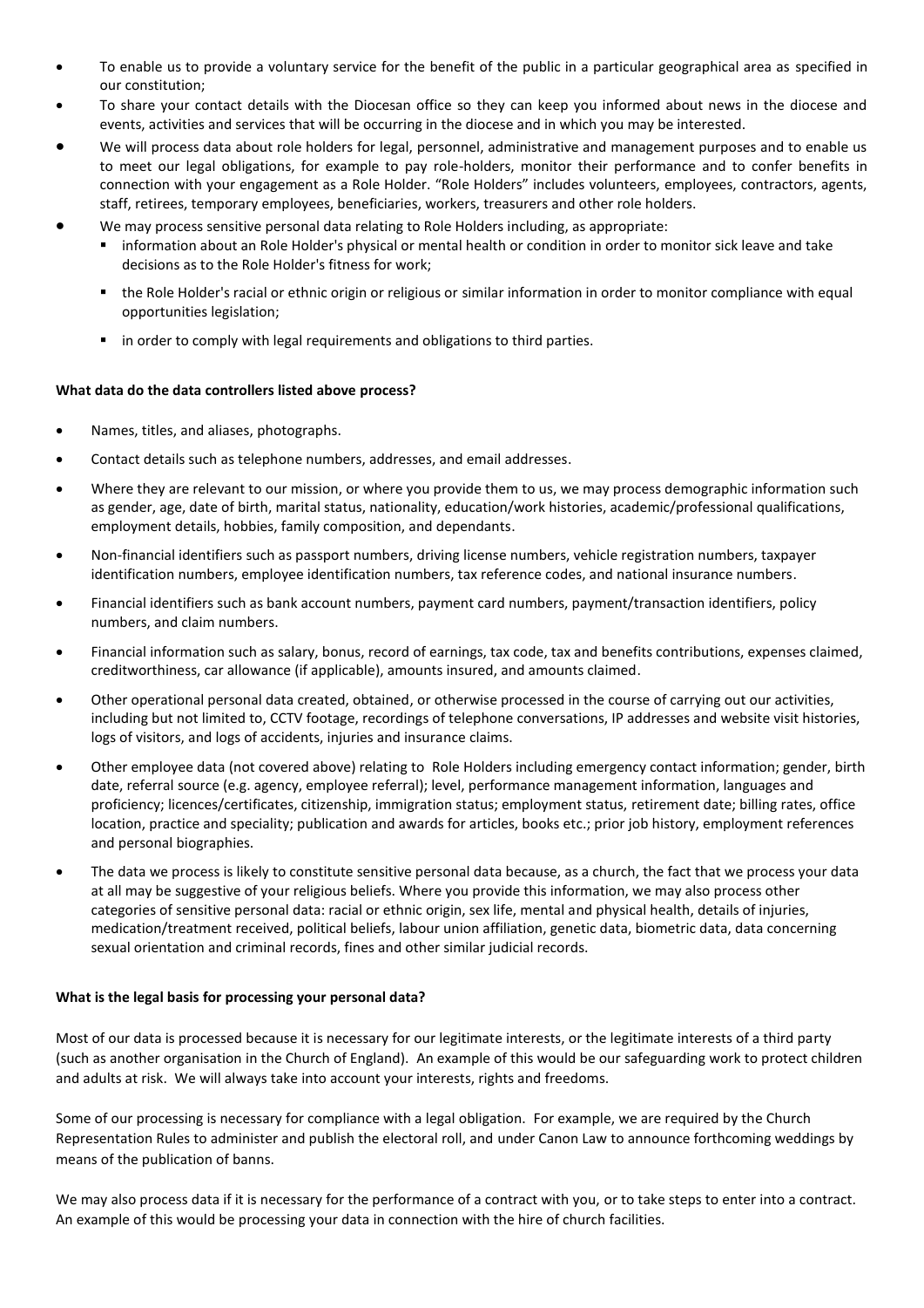- To enable us to provide a voluntary service for the benefit of the public in a particular geographical area as specified in our constitution;
- To share your contact details with the Diocesan office so they can keep you informed about news in the diocese and events, activities and services that will be occurring in the diocese and in which you may be interested.
- We will process data about role holders for legal, personnel, administrative and management purposes and to enable us to meet our legal obligations, for example to pay role-holders, monitor their performance and to confer benefits in connection with your engagement as a Role Holder. "Role Holders" includes volunteers, employees, contractors, agents, staff, retirees, temporary employees, beneficiaries, workers, treasurers and other role holders.
- We may process sensitive personal data relating to Role Holders including, as appropriate:
  - information about an Role Holder's physical or mental health or condition in order to monitor sick leave and take decisions as to the Role Holder's fitness for work;
  - the Role Holder's racial or ethnic origin or religious or similar information in order to monitor compliance with equal opportunities legislation;
  - in order to comply with legal requirements and obligations to third parties.

**What data do the data controllers listed above process?**

- Names, titles, and aliases, photographs.
- Contact details such as telephone numbers, addresses, and email addresses.
- Where they are relevant to our mission, or where you provide them to us, we may process demographic information such as gender, age, date of birth, marital status, nationality, education/work histories, academic/professional qualifications, employment details, hobbies, family composition, and dependants.
- Non-financial identifiers such as passport numbers, driving license numbers, vehicle registration numbers, taxpayer identification numbers, employee identification numbers, tax reference codes, and national insurance numbers.
- Financial identifiers such as bank account numbers, payment card numbers, payment/transaction identifiers, policy numbers, and claim numbers.
- Financial information such as salary, bonus, record of earnings, tax code, tax and benefits contributions, expenses claimed, creditworthiness, car allowance (if applicable), amounts insured, and amounts claimed.
- Other operational personal data created, obtained, or otherwise processed in the course of carrying out our activities, including but not limited to, CCTV footage, recordings of telephone conversations, IP addresses and website visit histories, logs of visitors, and logs of accidents, injuries and insurance claims.
- Other employee data (not covered above) relating to Role Holders including emergency contact information; gender, birth date, referral source (e.g. agency, employee referral); level, performance management information, languages and proficiency; licences/certificates, citizenship, immigration status; employment status, retirement date; billing rates, office location, practice and speciality; publication and awards for articles, books etc.; prior job history, employment references and personal biographies.
- The data we process is likely to constitute sensitive personal data because, as a church, the fact that we process your data at all may be suggestive of your religious beliefs. Where you provide this information, we may also process other categories of sensitive personal data: racial or ethnic origin, sex life, mental and physical health, details of injuries, medication/treatment received, political beliefs, labour union affiliation, genetic data, biometric data, data concerning sexual orientation and criminal records, fines and other similar judicial records.

**What is the legal basis for processing your personal data?**

Most of our data is processed because it is necessary for our legitimate interests, or the legitimate interests of a third party (such as another organisation in the Church of England). An example of this would be our safeguarding work to protect children and adults at risk. We will always take into account your interests, rights and freedoms.

Some of our processing is necessary for compliance with a legal obligation. For example, we are required by the Church Representation Rules to administer and publish the electoral roll, and under Canon Law to announce forthcoming weddings by means of the publication of banns.

We may also process data if it is necessary for the performance of a contract with you, or to take steps to enter into a contract. An example of this would be processing your data in connection with the hire of church facilities.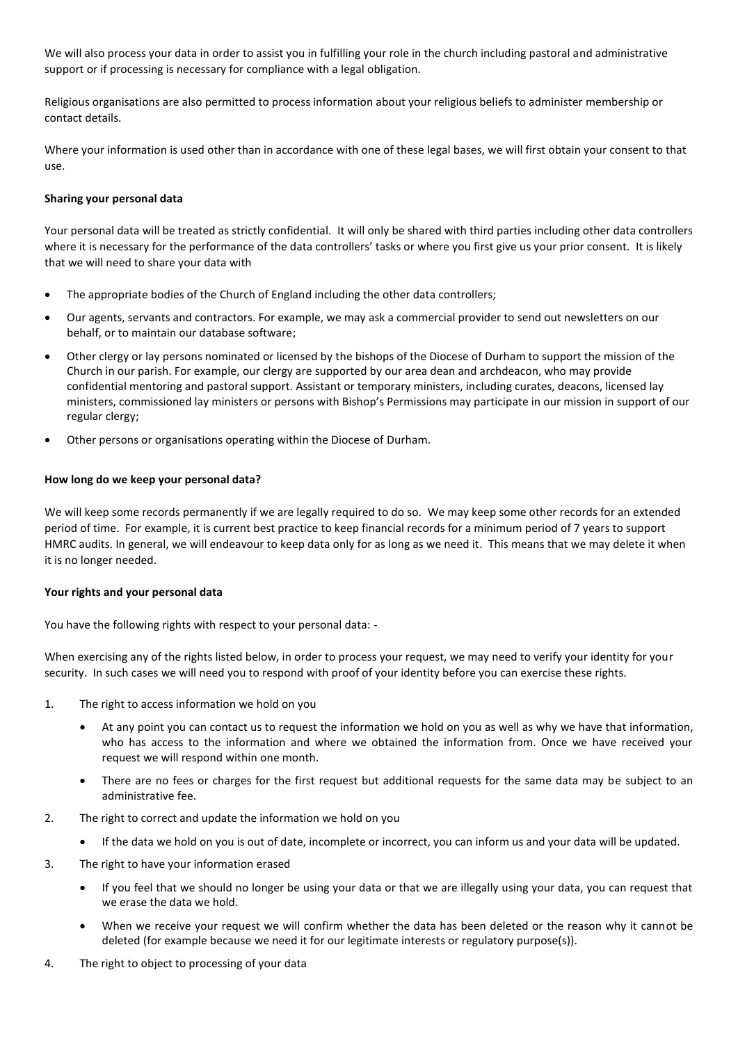We will also process your data in order to assist you in fulfilling your role in the church including pastoral and administrative support or if processing is necessary for compliance with a legal obligation.

Religious organisations are also permitted to process information about your religious beliefs to administer membership or contact details.

Where your information is used other than in accordance with one of these legal bases, we will first obtain your consent to that use.

**Sharing your personal data**

Your personal data will be treated as strictly confidential. It will only be shared with third parties including other data controllers where it is necessary for the performance of the data controllers' tasks or where you first give us your prior consent. It is likely that we will need to share your data with

- The appropriate bodies of the Church of England including the other data controllers;
- Our agents, servants and contractors. For example, we may ask a commercial provider to send out newsletters on our behalf, or to maintain our database software;
- Other clergy or lay persons nominated or licensed by the bishops of the Diocese of Durham to support the mission of the Church in our parish. For example, our clergy are supported by our area dean and archdeacon, who may provide confidential mentoring and pastoral support. Assistant or temporary ministers, including curates, deacons, licensed lay ministers, commissioned lay ministers or persons with Bishop's Permissions may participate in our mission in support of our regular clergy;
- Other persons or organisations operating within the Diocese of Durham.

**How long do we keep your personal data?**

We will keep some records permanently if we are legally required to do so. We may keep some other records for an extended period of time. For example, it is current best practice to keep financial records for a minimum period of 7 years to support HMRC audits. In general, we will endeavour to keep data only for as long as we need it. This means that we may delete it when it is no longer needed.

**Your rights and your personal data**

You have the following rights with respect to your personal data: -

When exercising any of the rights listed below, in order to process your request, we may need to verify your identity for your security. In such cases we will need you to respond with proof of your identity before you can exercise these rights.

1. The right to access information we hold on you
    - At any point you can contact us to request the information we hold on you as well as why we have that information, who has access to the information and where we obtained the information from. Once we have received your request we will respond within one month.
    - There are no fees or charges for the first request but additional requests for the same data may be subject to an administrative fee.
2. The right to correct and update the information we hold on you
    - If the data we hold on you is out of date, incomplete or incorrect, you can inform us and your data will be updated.
3. The right to have your information erased
    - If you feel that we should no longer be using your data or that we are illegally using your data, you can request that we erase the data we hold.
    - When we receive your request we will confirm whether the data has been deleted or the reason why it cannot be deleted (for example because we need it for our legitimate interests or regulatory purpose(s)).
4. The right to object to processing of your data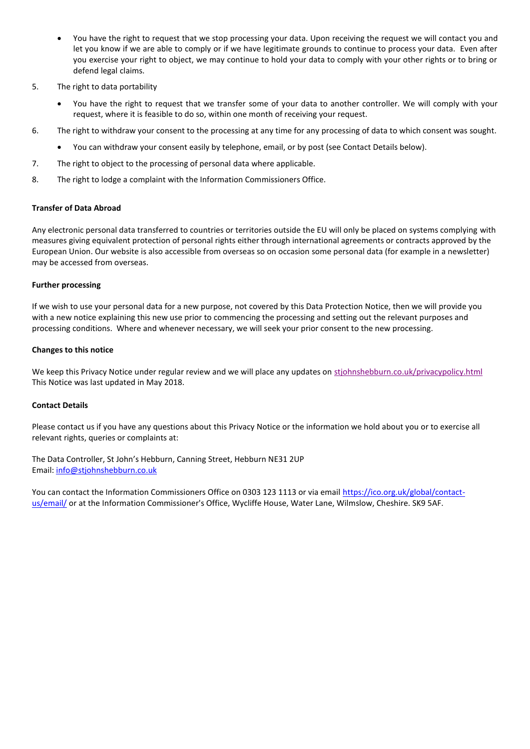- You have the right to request that we stop processing your data. Upon receiving the request we will contact you and let you know if we are able to comply or if we have legitimate grounds to continue to process your data. Even after you exercise your right to object, we may continue to hold your data to comply with your other rights or to bring or defend legal claims.

5. The right to data portability
   - You have the right to request that we transfer some of your data to another controller. We will comply with your request, where it is feasible to do so, within one month of receiving your request.
6. The right to withdraw your consent to the processing at any time for any processing of data to which consent was sought.
   - You can withdraw your consent easily by telephone, email, or by post (see Contact Details below).
7. The right to object to the processing of personal data where applicable.
8. The right to lodge a complaint with the Information Commissioners Office.

**Transfer of Data Abroad**

Any electronic personal data transferred to countries or territories outside the EU will only be placed on systems complying with measures giving equivalent protection of personal rights either through international agreements or contracts approved by the European Union. Our website is also accessible from overseas so on occasion some personal data (for example in a newsletter) may be accessed from overseas.

**Further processing**

If we wish to use your personal data for a new purpose, not covered by this Data Protection Notice, then we will provide you with a new notice explaining this new use prior to commencing the processing and setting out the relevant purposes and processing conditions. Where and whenever necessary, we will seek your prior consent to the new processing.

**Changes to this notice**

We keep this Privacy Notice under regular review and we will place any updates on [stjohnshebburn.co.uk/privacypolicy.html](stjohnshebburn.co.uk/privacypolicy.html) This Notice was last updated in May 2018.

**Contact Details**

Please contact us if you have any questions about this Privacy Notice or the information we hold about you or to exercise all relevant rights, queries or complaints at:

The Data Controller, St John's Hebburn, Canning Street, Hebburn NE31 2UP
Email: [info@stjohnshebburn.co.uk](mailto:info@stjohnshebburn.co.uk)

You can contact the Information Commissioners Office on 0303 123 1113 or via email [https://ico.org.uk/global/contact-us/email/](https://ico.org.uk/global/contact-us/email/) or at the Information Commissioner's Office, Wycliffe House, Water Lane, Wilmslow, Cheshire. SK9 5AF.